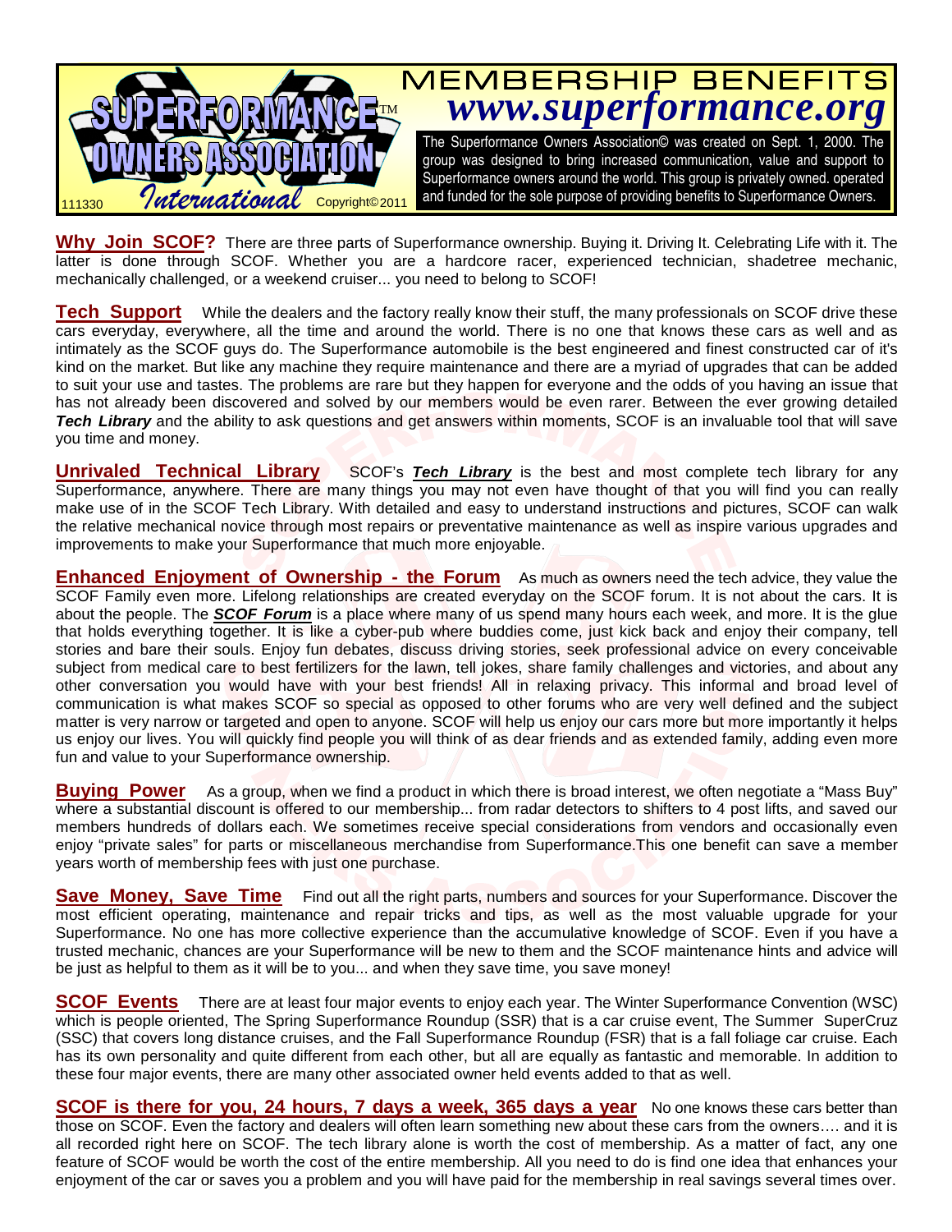# MEMBERSHIP BENEFITS

## www.superformance.org

SUPERFORMANCE™ OWNERS ASSOCIATION International

111330 Copyright©2011

The Superformance Owners Association© was created on Sept. 1, 2000. The group was designed to bring increased communication, value and support to Superformance owners around the world. This group is privately owned. operated and funded for the sole purpose of providing benefits to Superformance Owners.

**Why Join SCOF?** There are three parts of Superformance ownership. Buying it. Driving It. Celebrating Life with it. The latter is done through SCOF. Whether you are a hardcore racer, experienced technician, shadetree mechanic, mechanically challenged, or a weekend cruiser... you need to belong to SCOF!

**Tech Support** While the dealers and the factory really know their stuff, the many professionals on SCOF drive these cars everyday, everywhere, all the time and around the world. There is no one that knows these cars as well and as intimately as the SCOF guys do. The Superformance automobile is the best engineered and finest constructed car of it's kind on the market. But like any machine they require maintenance and there are a myriad of upgrades that can be added to suit your use and tastes. The problems are rare but they happen for everyone and the odds of you having an issue that has not already been discovered and solved by our members would be even rarer. Between the ever growing detailed ***Tech Library*** and the ability to ask questions and get answers within moments, SCOF is an invaluable tool that will save you time and money.

**Unrivaled Technical Library** SCOF's ***Tech Library*** is the best and most complete tech library for any Superformance, anywhere. There are many things you may not even have thought of that you will find you can really make use of in the SCOF Tech Library. With detailed and easy to understand instructions and pictures, SCOF can walk the relative mechanical novice through most repairs or preventative maintenance as well as inspire various upgrades and improvements to make your Superformance that much more enjoyable.

**Enhanced Enjoyment of Ownership - the Forum** As much as owners need the tech advice, they value the SCOF Family even more. Lifelong relationships are created everyday on the SCOF forum. It is not about the cars. It is about the people. The ***SCOF Forum*** is a place where many of us spend many hours each week, and more. It is the glue that holds everything together. It is like a cyber-pub where buddies come, just kick back and enjoy their company, tell stories and bare their souls. Enjoy fun debates, discuss driving stories, seek professional advice on every conceivable subject from medical care to best fertilizers for the lawn, tell jokes, share family challenges and victories, and about any other conversation you would have with your best friends! All in relaxing privacy. This informal and broad level of communication is what makes SCOF so special as opposed to other forums who are very well defined and the subject matter is very narrow or targeted and open to anyone. SCOF will help us enjoy our cars more but more importantly it helps us enjoy our lives. You will quickly find people you will think of as dear friends and as extended family, adding even more fun and value to your Superformance ownership.

**Buying Power** As a group, when we find a product in which there is broad interest, we often negotiate a "Mass Buy" where a substantial discount is offered to our membership... from radar detectors to shifters to 4 post lifts, and saved our members hundreds of dollars each. We sometimes receive special considerations from vendors and occasionally even enjoy "private sales" for parts or miscellaneous merchandise from Superformance.This one benefit can save a member years worth of membership fees with just one purchase.

**Save Money, Save Time** Find out all the right parts, numbers and sources for your Superformance. Discover the most efficient operating, maintenance and repair tricks and tips, as well as the most valuable upgrade for your Superformance. No one has more collective experience than the accumulative knowledge of SCOF. Even if you have a trusted mechanic, chances are your Superformance will be new to them and the SCOF maintenance hints and advice will be just as helpful to them as it will be to you... and when they save time, you save money!

**SCOF Events** There are at least four major events to enjoy each year. The Winter Superformance Convention (WSC) which is people oriented, The Spring Superformance Roundup (SSR) that is a car cruise event, The Summer SuperCruz (SSC) that covers long distance cruises, and the Fall Superformance Roundup (FSR) that is a fall foliage car cruise. Each has its own personality and quite different from each other, but all are equally as fantastic and memorable. In addition to these four major events, there are many other associated owner held events added to that as well.

**SCOF is there for you, 24 hours, 7 days a week, 365 days a year** No one knows these cars better than those on SCOF. Even the factory and dealers will often learn something new about these cars from the owners…. and it is all recorded right here on SCOF. The tech library alone is worth the cost of membership. As a matter of fact, any one feature of SCOF would be worth the cost of the entire membership. All you need to do is find one idea that enhances your enjoyment of the car or saves you a problem and you will have paid for the membership in real savings several times over.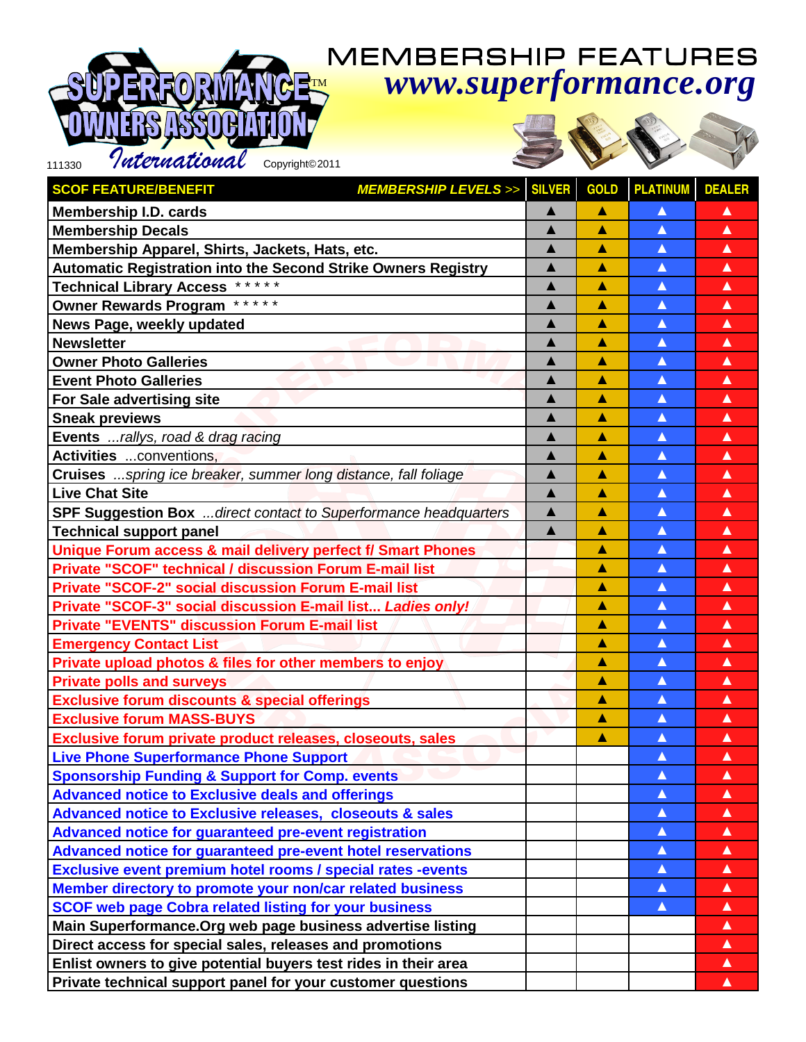# MEMBERSHIP FEATURES

## www.superformance.org

SUPERFORMANCE™ OWNERS ASSOCIATION International

111330 Copyright©2011

| SCOF FEATURE/BENEFIT — MEMBERSHIP LEVELS >> | SILVER | GOLD | PLATINUM | DEALER |
|---|---|---|---|---|
| **Membership I.D. cards** | ▲ | ▲ | ▲ | ▲ |
| **Membership Decals** | ▲ | ▲ | ▲ | ▲ |
| **Membership Apparel, Shirts, Jackets, Hats, etc.** | ▲ | ▲ | ▲ | ▲ |
| **Automatic Registration into the Second Strike Owners Registry** | ▲ | ▲ | ▲ | ▲ |
| **Technical Library Access** * * * * * | ▲ | ▲ | ▲ | ▲ |
| **Owner Rewards Program** * * * * * | ▲ | ▲ | ▲ | ▲ |
| **News Page, weekly updated** | ▲ | ▲ | ▲ | ▲ |
| **Newsletter** | ▲ | ▲ | ▲ | ▲ |
| **Owner Photo Galleries** | ▲ | ▲ | ▲ | ▲ |
| **Event Photo Galleries** | ▲ | ▲ | ▲ | ▲ |
| **For Sale advertising site** | ▲ | ▲ | ▲ | ▲ |
| **Sneak previews** | ▲ | ▲ | ▲ | ▲ |
| **Events** *...rallys, road & drag racing* | ▲ | ▲ | ▲ | ▲ |
| **Activities** ...conventions, | ▲ | ▲ | ▲ | ▲ |
| **Cruises** *...spring ice breaker, summer long distance, fall foliage* | ▲ | ▲ | ▲ | ▲ |
| **Live Chat Site** | ▲ | ▲ | ▲ | ▲ |
| **SPF Suggestion Box** *...direct contact to Superformance headquarters* | ▲ | ▲ | ▲ | ▲ |
| **Technical support panel** | ▲ | ▲ | ▲ | ▲ |
| **Unique Forum access & mail delivery perfect f/ Smart Phones** | | ▲ | ▲ | ▲ |
| **Private "SCOF" technical / discussion Forum E-mail list** | | ▲ | ▲ | ▲ |
| **Private "SCOF-2" social discussion Forum E-mail list** | | ▲ | ▲ | ▲ |
| **Private "SCOF-3" social discussion E-mail list...** ***Ladies only!*** | | ▲ | ▲ | ▲ |
| **Private "EVENTS" discussion Forum E-mail list** | | ▲ | ▲ | ▲ |
| **Emergency Contact List** | | ▲ | ▲ | ▲ |
| **Private upload photos & files for other members to enjoy** | | ▲ | ▲ | ▲ |
| **Private polls and surveys** | | ▲ | ▲ | ▲ |
| **Exclusive forum discounts & special offerings** | | ▲ | ▲ | ▲ |
| **Exclusive forum MASS-BUYS** | | ▲ | ▲ | ▲ |
| **Exclusive forum private product releases, closeouts, sales** | | ▲ | ▲ | ▲ |
| **Live Phone Superformance Phone Support** | | | ▲ | ▲ |
| **Sponsorship Funding & Support for Comp. events** | | | ▲ | ▲ |
| **Advanced notice to Exclusive deals and offerings** | | | ▲ | ▲ |
| **Advanced notice to Exclusive releases, closeouts & sales** | | | ▲ | ▲ |
| **Advanced notice for guaranteed pre-event registration** | | | ▲ | ▲ |
| **Advanced notice for guaranteed pre-event hotel reservations** | | | ▲ | ▲ |
| **Exclusive event premium hotel rooms / special rates -events** | | | ▲ | ▲ |
| **Member directory to promote your non/car related business** | | | ▲ | ▲ |
| **SCOF web page Cobra related listing for your business** | | | ▲ | ▲ |
| **Main Superformance.Org web page business advertise listing** | | | | ▲ |
| **Direct access for special sales, releases and promotions** | | | | ▲ |
| **Enlist owners to give potential buyers test rides in their area** | | | | ▲ |
| **Private technical support panel for your customer questions** | | | | ▲ |